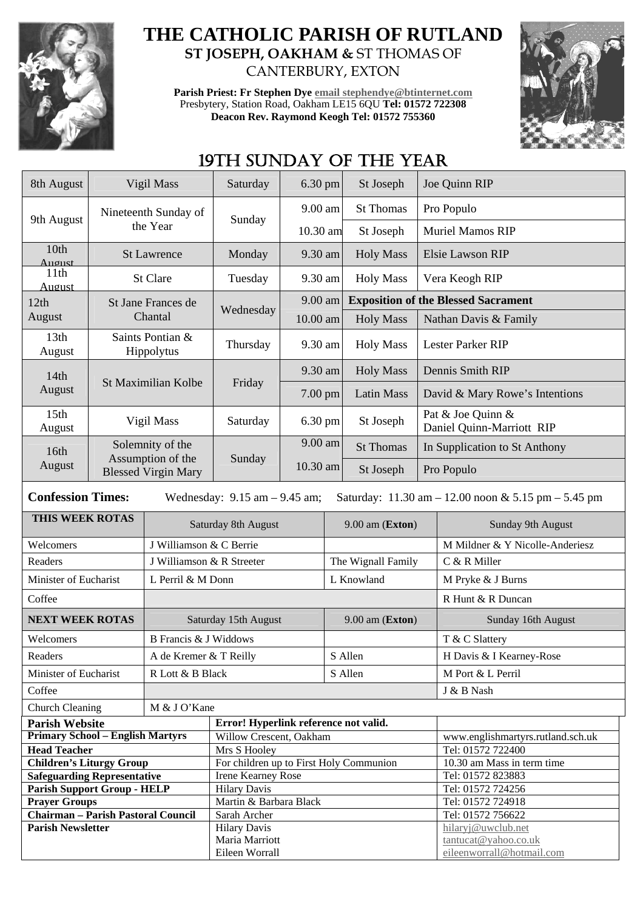# THE CATHOLIC PARISH OF RUTLAND

**ST JOSEPH, OAKHAM &** ST THOMAS OF CANTERBURY, EXTON

**Parish Priest: Fr Stephen Dye** email stephendye@btinternet.com
Presbytery, Station Road, Oakham LE15 6QU **Tel: 01572 722308**
**Deacon Rev. Raymond Keogh Tel: 01572 755360**

## 19TH SUNDAY OF THE YEAR

| | | | | | |
|---|---|---|---|---|---|
| 8th August | Vigil Mass | Saturday | 6.30 pm | St Joseph | Joe Quinn RIP |
| 9th August | Nineteenth Sunday of the Year | Sunday | 9.00 am | St Thomas | Pro Populo |
| | | | 10.30 am | St Joseph | Muriel Mamos RIP |
| 10th August | St Lawrence | Monday | 9.30 am | Holy Mass | Elsie Lawson RIP |
| 11th August | St Clare | Tuesday | 9.30 am | Holy Mass | Vera Keogh RIP |
| 12th August | St Jane Frances de Chantal | Wednesday | 9.00 am | **Exposition of the Blessed Sacrament** | |
| | | | 10.00 am | Holy Mass | Nathan Davis & Family |
| 13th August | Saints Pontian & Hippolytus | Thursday | 9.30 am | Holy Mass | Lester Parker RIP |
| 14th August | St Maximilian Kolbe | Friday | 9.30 am | Holy Mass | Dennis Smith RIP |
| | | | 7.00 pm | Latin Mass | David & Mary Rowe's Intentions |
| 15th August | Vigil Mass | Saturday | 6.30 pm | St Joseph | Pat & Joe Quinn & Daniel Quinn-Marriott RIP |
| 16th August | Solemnity of the Assumption of the Blessed Virgin Mary | Sunday | 9.00 am | St Thomas | In Supplication to St Anthony |
| | | | 10.30 am | St Joseph | Pro Populo |

**Confession Times:** Wednesday: 9.15 am – 9.45 am; Saturday: 11.30 am – 12.00 noon & 5.15 pm – 5.45 pm

| **THIS WEEK ROTAS** | Saturday 8th August | 9.00 am (**Exton**) | Sunday 9th August |
|---|---|---|---|
| Welcomers | J Williamson & C Berrie | | M Mildner & Y Nicolle-Anderiesz |
| Readers | J Williamson & R Streeter | The Wignall Family | C & R Miller |
| Minister of Eucharist | L Perril & M Donn | L Knowland | M Pryke & J Burns |
| Coffee | | | R Hunt & R Duncan |
| **NEXT WEEK ROTAS** | Saturday 15th August | 9.00 am (**Exton**) | Sunday 16th August |
| Welcomers | B Francis & J Widdows | | T & C Slattery |
| Readers | A de Kremer & T Reilly | S Allen | H Davis & I Kearney-Rose |
| Minister of Eucharist | R Lott & B Black | S Allen | M Port & L Perril |
| Coffee | | | J & B Nash |
| Church Cleaning | M & J O'Kane | | |

| | | |
|---|---|---|
| **Parish Website** | **Error! Hyperlink reference not valid.** | |
| **Primary School – English Martyrs** | Willow Crescent, Oakham | www.englishmartyrs.rutland.sch.uk |
| **Head Teacher** | Mrs S Hooley | Tel: 01572 722400 |
| **Children's Liturgy Group** | For children up to First Holy Communion | 10.30 am Mass in term time |
| **Safeguarding Representative** | Irene Kearney Rose | Tel: 01572 823883 |
| **Parish Support Group - HELP** | Hilary Davis | Tel: 01572 724256 |
| **Prayer Groups** | Martin & Barbara Black | Tel: 01572 724918 |
| **Chairman – Parish Pastoral Council** | Sarah Archer | Tel: 01572 756622 |
| **Parish Newsletter** | Hilary Davis<br>Maria Marriott<br>Eileen Worrall | hilaryj@uwclub.net<br>tantucat@yahoo.co.uk<br>eileenworrall@hotmail.com |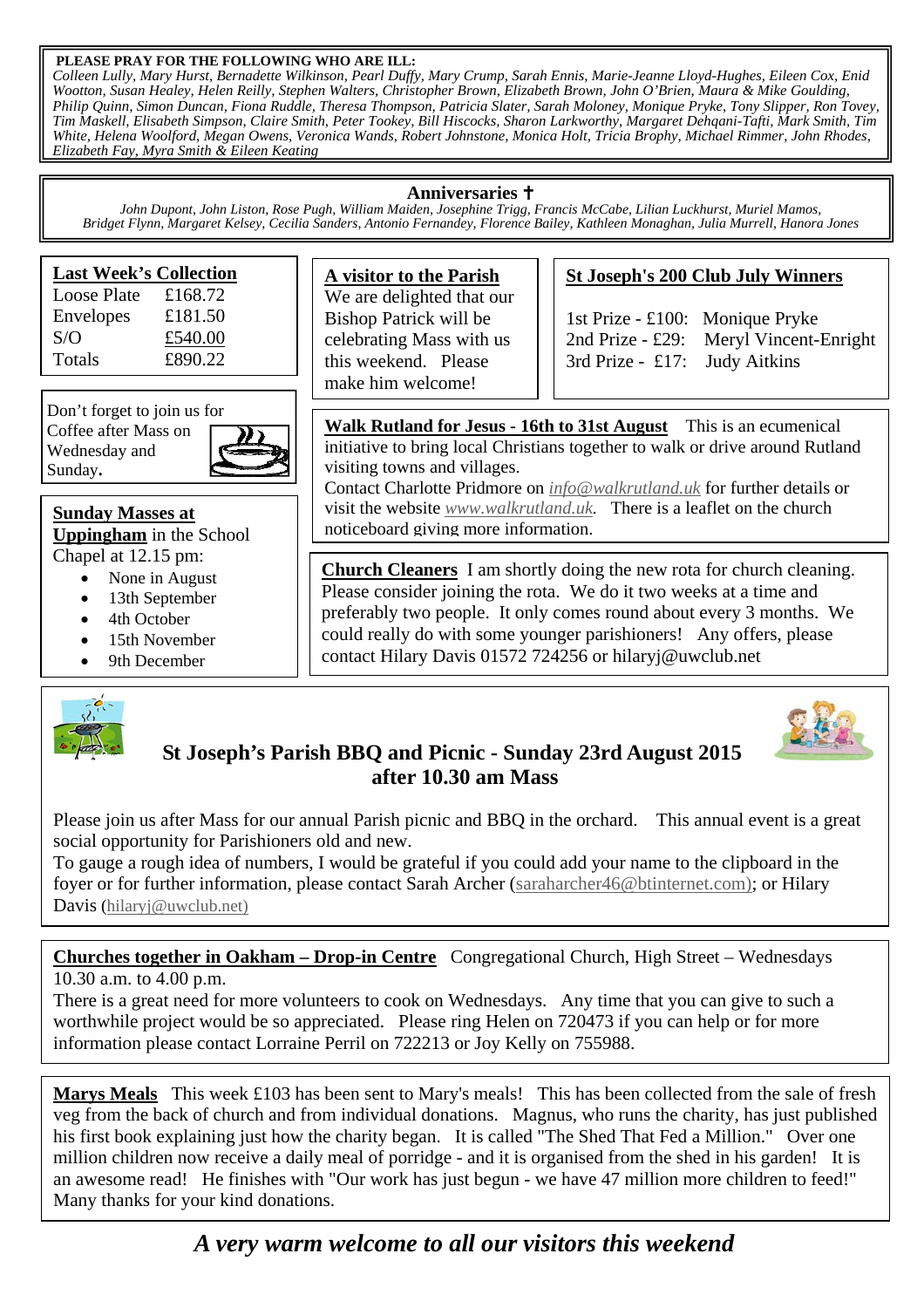**PLEASE PRAY FOR THE FOLLOWING WHO ARE ILL:**
*Colleen Lully, Mary Hurst, Bernadette Wilkinson, Pearl Duffy, Mary Crump, Sarah Ennis, Marie-Jeanne Lloyd-Hughes, Eileen Cox, Enid Wootton, Susan Healey, Helen Reilly, Stephen Walters, Christopher Brown, Elizabeth Brown, John O'Brien, Maura & Mike Goulding, Philip Quinn, Simon Duncan, Fiona Ruddle, Theresa Thompson, Patricia Slater, Sarah Moloney, Monique Pryke, Tony Slipper, Ron Tovey, Tim Maskell, Elisabeth Simpson, Claire Smith, Peter Tookey, Bill Hiscocks, Sharon Larkworthy, Margaret Dehqani-Tafti, Mark Smith, Tim White, Helena Woolford, Megan Owens, Veronica Wands, Robert Johnstone, Monica Holt, Tricia Brophy, Michael Rimmer, John Rhodes, Elizabeth Fay, Myra Smith & Eileen Keating*

**Anniversaries †**

*John Dupont, John Liston, Rose Pugh, William Maiden, Josephine Trigg, Francis McCabe, Lilian Luckhurst, Muriel Mamos, Bridget Flynn, Margaret Kelsey, Cecilia Sanders, Antonio Fernandey, Florence Bailey, Kathleen Monaghan, Julia Murrell, Hanora Jones*

**Last Week's Collection**

| | |
|---|---|
| Loose Plate | £168.72 |
| Envelopes | £181.50 |
| S/O | £540.00 |
| Totals | £890.22 |

**A visitor to the Parish**
We are delighted that our Bishop Patrick will be celebrating Mass with us this weekend. Please make him welcome!

**St Joseph's 200 Club July Winners**

1st Prize - £100: Monique Pryke
2nd Prize - £29: Meryl Vincent-Enright
3rd Prize - £17: Judy Aitkins

Don't forget to join us for Coffee after Mass on Wednesday and Sunday**.**

**Walk Rutland for Jesus - 16th to 31st August** This is an ecumenical initiative to bring local Christians together to walk or drive around Rutland visiting towns and villages.
Contact Charlotte Pridmore on *info@walkrutland.uk* for further details or visit the website *www.walkrutland.uk*. There is a leaflet on the church noticeboard giving more information.

**Sunday Masses at Uppingham** in the School Chapel at 12.15 pm:

- None in August
- 13th September
- 4th October
- 15th November
- 9th December

**Church Cleaners** I am shortly doing the new rota for church cleaning. Please consider joining the rota. We do it two weeks at a time and preferably two people. It only comes round about every 3 months. We could really do with some younger parishioners! Any offers, please contact Hilary Davis 01572 724256 or hilaryj@uwclub.net

## St Joseph's Parish BBQ and Picnic - Sunday 23rd August 2015 after 10.30 am Mass

Please join us after Mass for our annual Parish picnic and BBQ in the orchard. This annual event is a great social opportunity for Parishioners old and new.
To gauge a rough idea of numbers, I would be grateful if you could add your name to the clipboard in the foyer or for further information, please contact Sarah Archer (saraharcher46@btinternet.com); or Hilary Davis (hilaryj@uwclub.net)

**Churches together in Oakham – Drop-in Centre** Congregational Church, High Street – Wednesdays 10.30 a.m. to 4.00 p.m.
There is a great need for more volunteers to cook on Wednesdays. Any time that you can give to such a worthwhile project would be so appreciated. Please ring Helen on 720473 if you can help or for more information please contact Lorraine Perril on 722213 or Joy Kelly on 755988.

**Marys Meals** This week £103 has been sent to Mary's meals! This has been collected from the sale of fresh veg from the back of church and from individual donations. Magnus, who runs the charity, has just published his first book explaining just how the charity began. It is called "The Shed That Fed a Million." Over one million children now receive a daily meal of porridge - and it is organised from the shed in his garden! It is an awesome read! He finishes with "Our work has just begun - we have 47 million more children to feed!" Many thanks for your kind donations.

***A very warm welcome to all our visitors this weekend***